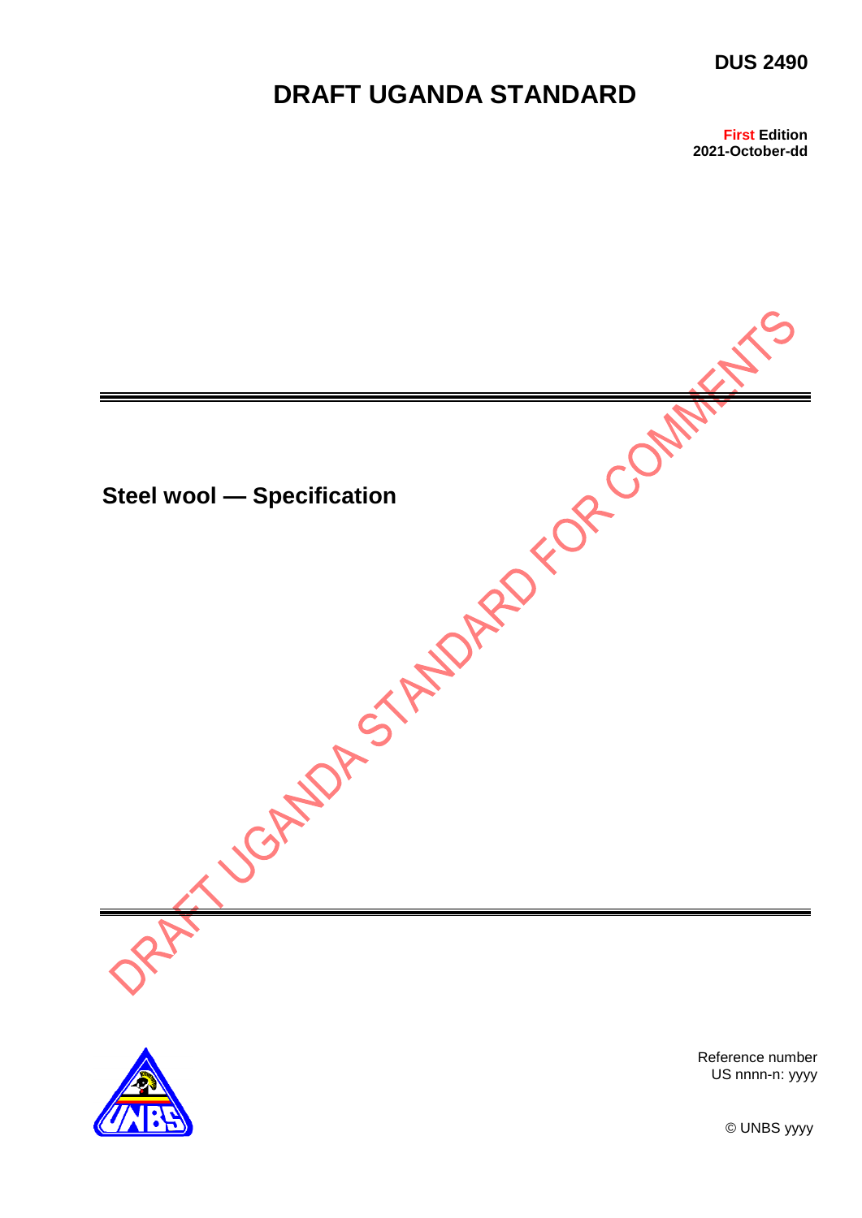DUS 2490

# DRAFT UGANDA STANDARD

First Edition
2021-October-dd

## Steel wool — Specification

DRAFT UGANDA STANDARD FOR COMMENTS

Reference number
US nnnn-n: yyyy

© UNBS yyyy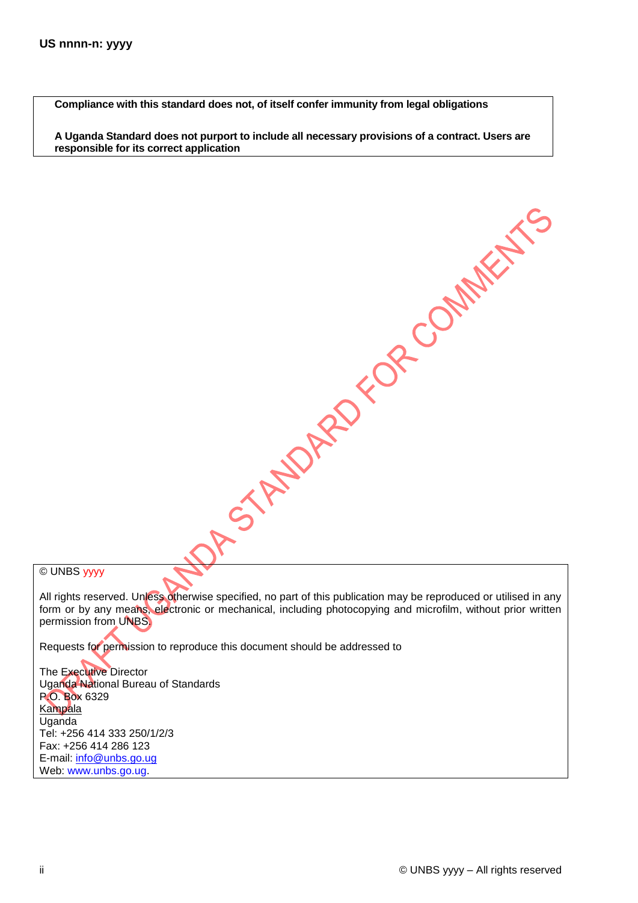**Compliance with this standard does not, of itself confer immunity from legal obligations**

**A Uganda Standard does not purport to include all necessary provisions of a contract. Users are responsible for its correct application**

© UNBS yyyy

All rights reserved. Unless otherwise specified, no part of this publication may be reproduced or utilised in any form or by any means, electronic or mechanical, including photocopying and microfilm, without prior written permission from UNBS.

Requests for permission to reproduce this document should be addressed to

The Executive Director
Uganda National Bureau of Standards
P.O. Box 6329
Kampala
Uganda
Tel: +256 414 333 250/1/2/3
Fax: +256 414 286 123
E-mail: info@unbs.go.ug
Web: www.unbs.go.ug.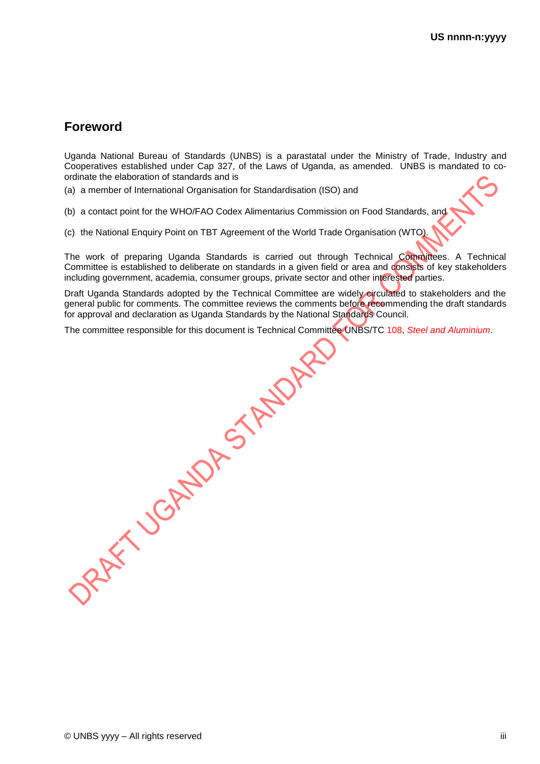## Foreword

Uganda National Bureau of Standards (UNBS) is a parastatal under the Ministry of Trade, Industry and Cooperatives established under Cap 327, of the Laws of Uganda, as amended. UNBS is mandated to co-ordinate the elaboration of standards and is

(a) a member of International Organisation for Standardisation (ISO) and

(b) a contact point for the WHO/FAO Codex Alimentarius Commission on Food Standards, and

(c) the National Enquiry Point on TBT Agreement of the World Trade Organisation (WTO).

The work of preparing Uganda Standards is carried out through Technical Committees. A Technical Committee is established to deliberate on standards in a given field or area and consists of key stakeholders including government, academia, consumer groups, private sector and other interested parties.

Draft Uganda Standards adopted by the Technical Committee are widely circulated to stakeholders and the general public for comments. The committee reviews the comments before recommending the draft standards for approval and declaration as Uganda Standards by the National Standards Council.

The committee responsible for this document is Technical Committee UNBS/TC 108, *Steel and Aluminium*.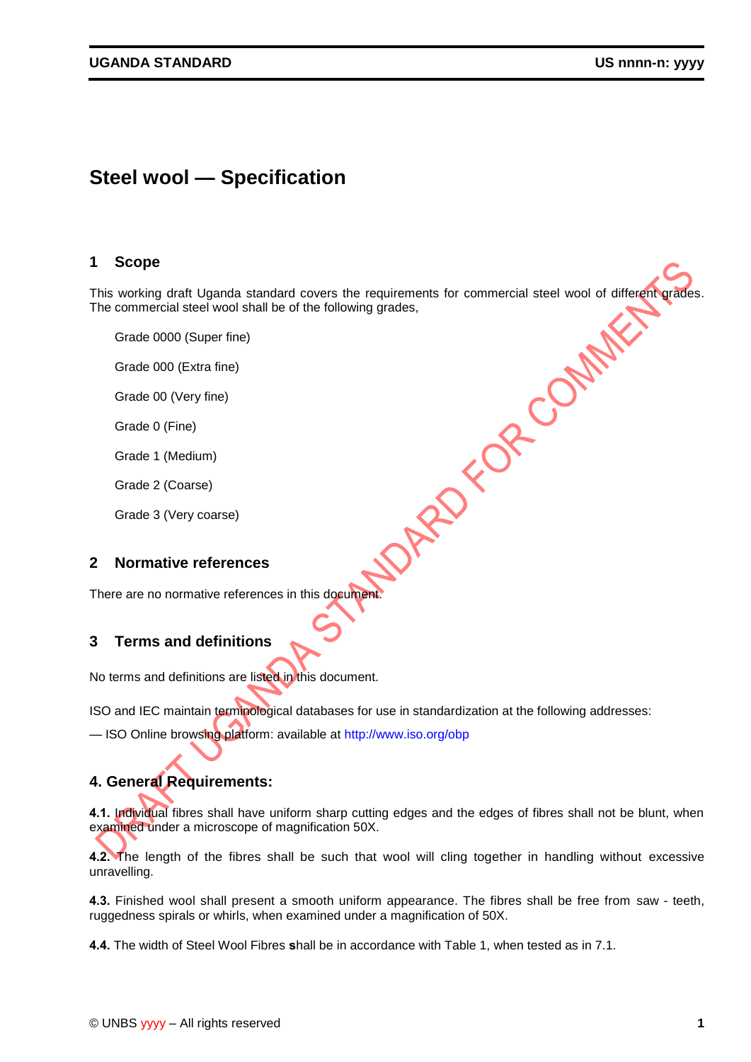# Steel wool — Specification

## 1 Scope

This working draft Uganda standard covers the requirements for commercial steel wool of different grades. The commercial steel wool shall be of the following grades,

Grade 0000 (Super fine)

Grade 000 (Extra fine)

Grade 00 (Very fine)

Grade 0 (Fine)

Grade 1 (Medium)

Grade 2 (Coarse)

Grade 3 (Very coarse)

## 2 Normative references

There are no normative references in this document.

## 3 Terms and definitions

No terms and definitions are listed in this document.

ISO and IEC maintain terminological databases for use in standardization at the following addresses:

— ISO Online browsing platform: available at http://www.iso.org/obp

## 4. General Requirements:

**4.1.** Individual fibres shall have uniform sharp cutting edges and the edges of fibres shall not be blunt, when examined under a microscope of magnification 50X.

**4.2.** The length of the fibres shall be such that wool will cling together in handling without excessive unravelling.

**4.3.** Finished wool shall present a smooth uniform appearance. The fibres shall be free from saw - teeth, ruggedness spirals or whirls, when examined under a magnification of 50X.

**4.4.** The width of Steel Wool Fibres **s**hall be in accordance with Table 1, when tested as in 7.1.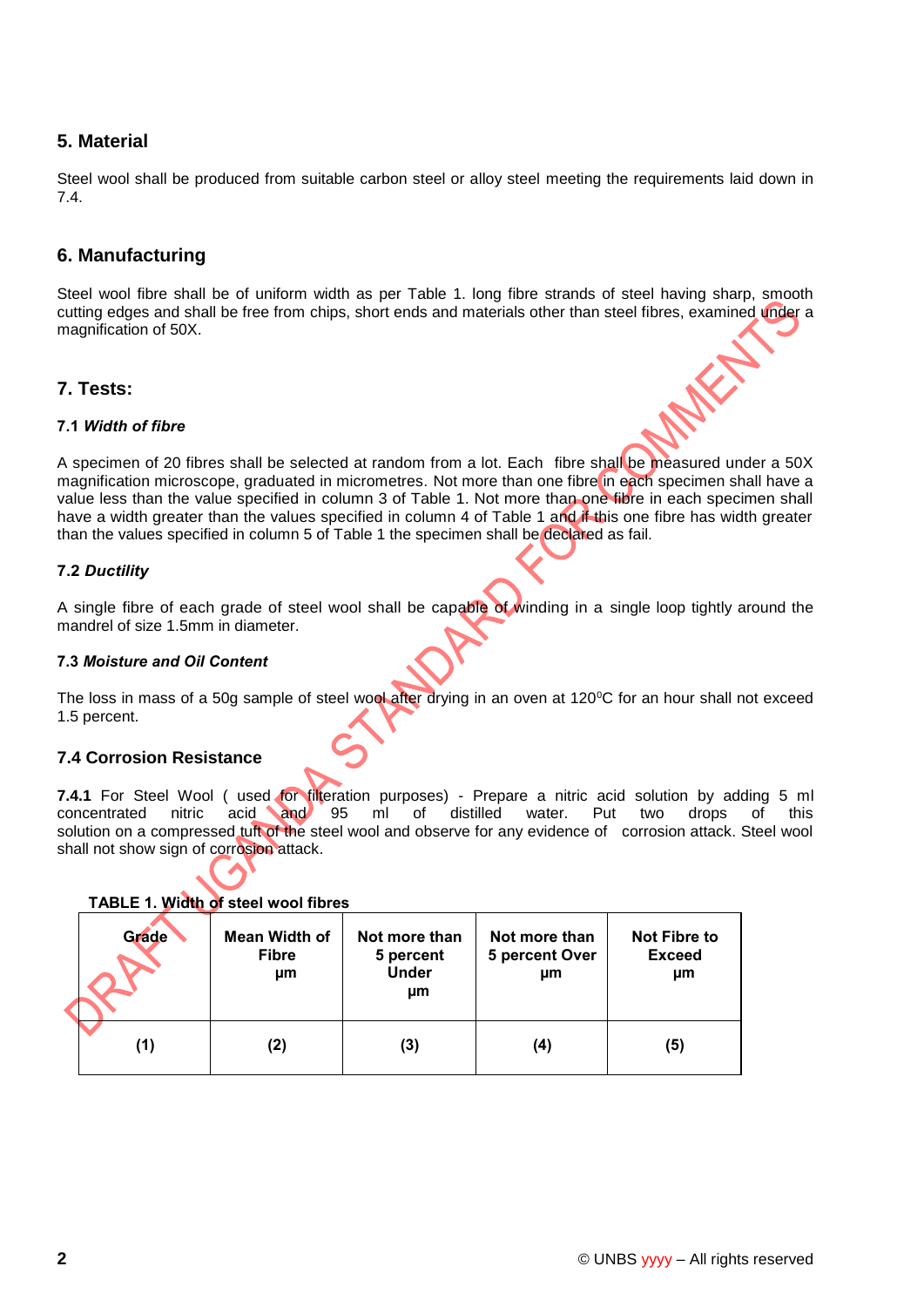## 5. Material

Steel wool shall be produced from suitable carbon steel or alloy steel meeting the requirements laid down in 7.4.

## 6. Manufacturing

Steel wool fibre shall be of uniform width as per Table 1. long fibre strands of steel having sharp, smooth cutting edges and shall be free from chips, short ends and materials other than steel fibres, examined under a magnification of 50X.

## 7. Tests:

### 7.1 *Width of fibre*

A specimen of 20 fibres shall be selected at random from a lot. Each fibre shall be measured under a 50X magnification microscope, graduated in micrometres. Not more than one fibre in each specimen shall have a value less than the value specified in column 3 of Table 1. Not more than one fibre in each specimen shall have a width greater than the values specified in column 4 of Table 1 and if this one fibre has width greater than the values specified in column 5 of Table 1 the specimen shall be declared as fail.

### 7.2 *Ductility*

A single fibre of each grade of steel wool shall be capable of winding in a single loop tightly around the mandrel of size 1.5mm in diameter.

### 7.3 *Moisture and Oil Content*

The loss in mass of a 50g sample of steel wool after drying in an oven at 120$^0$C for an hour shall not exceed 1.5 percent.

### 7.4 Corrosion Resistance

**7.4.1** For Steel Wool ( used for filteration purposes) - Prepare a nitric acid solution by adding 5 ml concentrated nitric acid and 95 ml of distilled water. Put two drops of this solution on a compressed tuft of the steel wool and observe for any evidence of corrosion attack. Steel wool shall not show sign of corrosion attack.

**TABLE 1. Width of steel wool fibres**

| Grade | Mean Width of Fibre µm | Not more than 5 percent Under µm | Not more than 5 percent Over µm | Not Fibre to Exceed µm |
|---|---|---|---|---|
| **(1)** | **(2)** | **(3)** | **(4)** | **(5)** |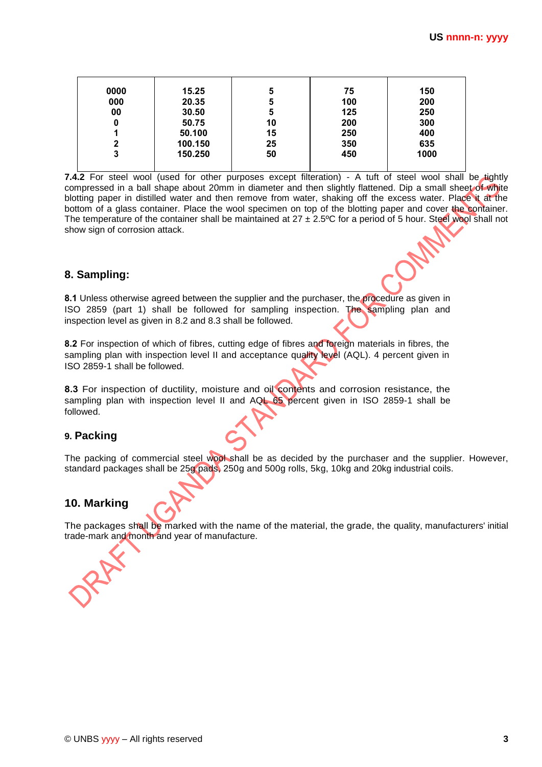| 0000 | 15.25 | 5 | 75 | 150 |
|---|---|---|---|---|
| 000 | 20.35 | 5 | 100 | 200 |
| 00 | 30.50 | 5 | 125 | 250 |
| 0 | 50.75 | 10 | 200 | 300 |
| 1 | 50.100 | 15 | 250 | 400 |
| 2 | 100.150 | 25 | 350 | 635 |
| 3 | 150.250 | 50 | 450 | 1000 |

**7.4.2** For steel wool (used for other purposes except filteration) - A tuft of steel wool shall be tightly compressed in a ball shape about 20mm in diameter and then slightly flattened. Dip a small sheet of white blotting paper in distilled water and then remove from water, shaking off the excess water. Place it at the bottom of a glass container. Place the wool specimen on top of the blotting paper and cover the container. The temperature of the container shall be maintained at 27 ± 2.5ºC for a period of 5 hour. Steel wool shall not show sign of corrosion attack.

## 8. Sampling:

**8.1** Unless otherwise agreed between the supplier and the purchaser, the procedure as given in ISO 2859 (part 1) shall be followed for sampling inspection. The sampling plan and inspection level as given in 8.2 and 8.3 shall be followed.

**8.2** For inspection of which of fibres, cutting edge of fibres and foreign materials in fibres, the sampling plan with inspection level II and acceptance quality level (AQL). 4 percent given in ISO 2859-1 shall be followed.

**8.3** For inspection of ductility, moisture and oil contents and corrosion resistance, the sampling plan with inspection level II and AQL 65 percent given in ISO 2859-1 shall be followed.

## 9. Packing

The packing of commercial steel wool shall be as decided by the purchaser and the supplier. However, standard packages shall be 25g pads, 250g and 500g rolls, 5kg, 10kg and 20kg industrial coils.

## 10. Marking

The packages shall be marked with the name of the material, the grade, the quality, manufacturers' initial trade-mark and month and year of manufacture.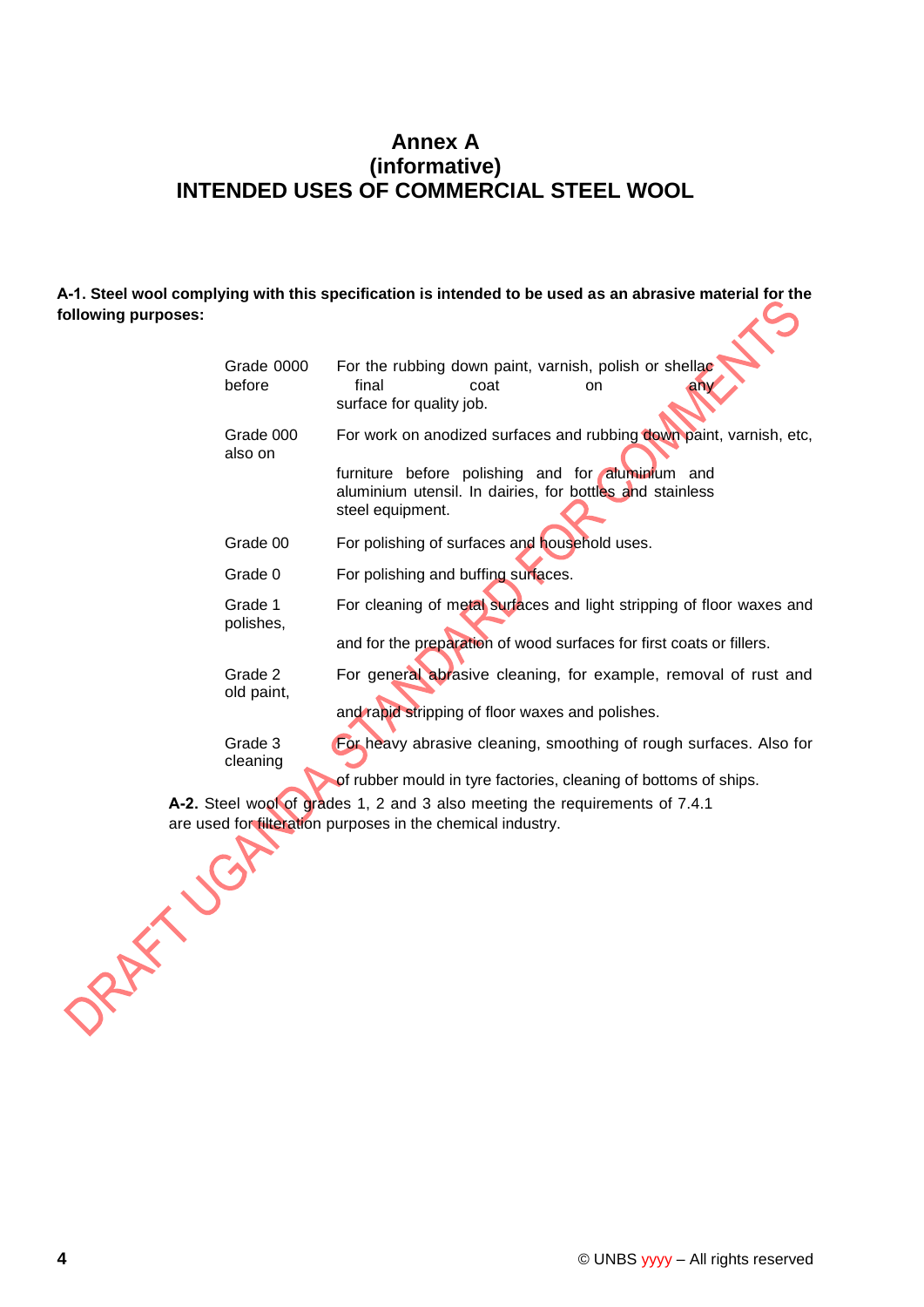# Annex A
# (informative)
# INTENDED USES OF COMMERCIAL STEEL WOOL

**A-1. Steel wool complying with this specification is intended to be used as an abrasive material for the following purposes:**

| | |
|---|---|
| Grade 0000 | For the rubbing down paint, varnish, polish or shellac before final coat on any surface for quality job. |
| Grade 000 | For work on anodized surfaces and rubbing down paint, varnish, etc, also on furniture before polishing and for aluminium and aluminium utensil. In dairies, for bottles and stainless steel equipment. |
| Grade 00 | For polishing of surfaces and household uses. |
| Grade 0 | For polishing and buffing surfaces. |
| Grade 1 | For cleaning of metal surfaces and light stripping of floor waxes and polishes, and for the preparation of wood surfaces for first coats or fillers. |
| Grade 2 | For general abrasive cleaning, for example, removal of rust and old paint, and rapid stripping of floor waxes and polishes. |
| Grade 3 | For heavy abrasive cleaning, smoothing of rough surfaces. Also for cleaning of rubber mould in tyre factories, cleaning of bottoms of ships. |

**A-2.** Steel wool of grades 1, 2 and 3 also meeting the requirements of 7.4.1 are used for filteration purposes in the chemical industry.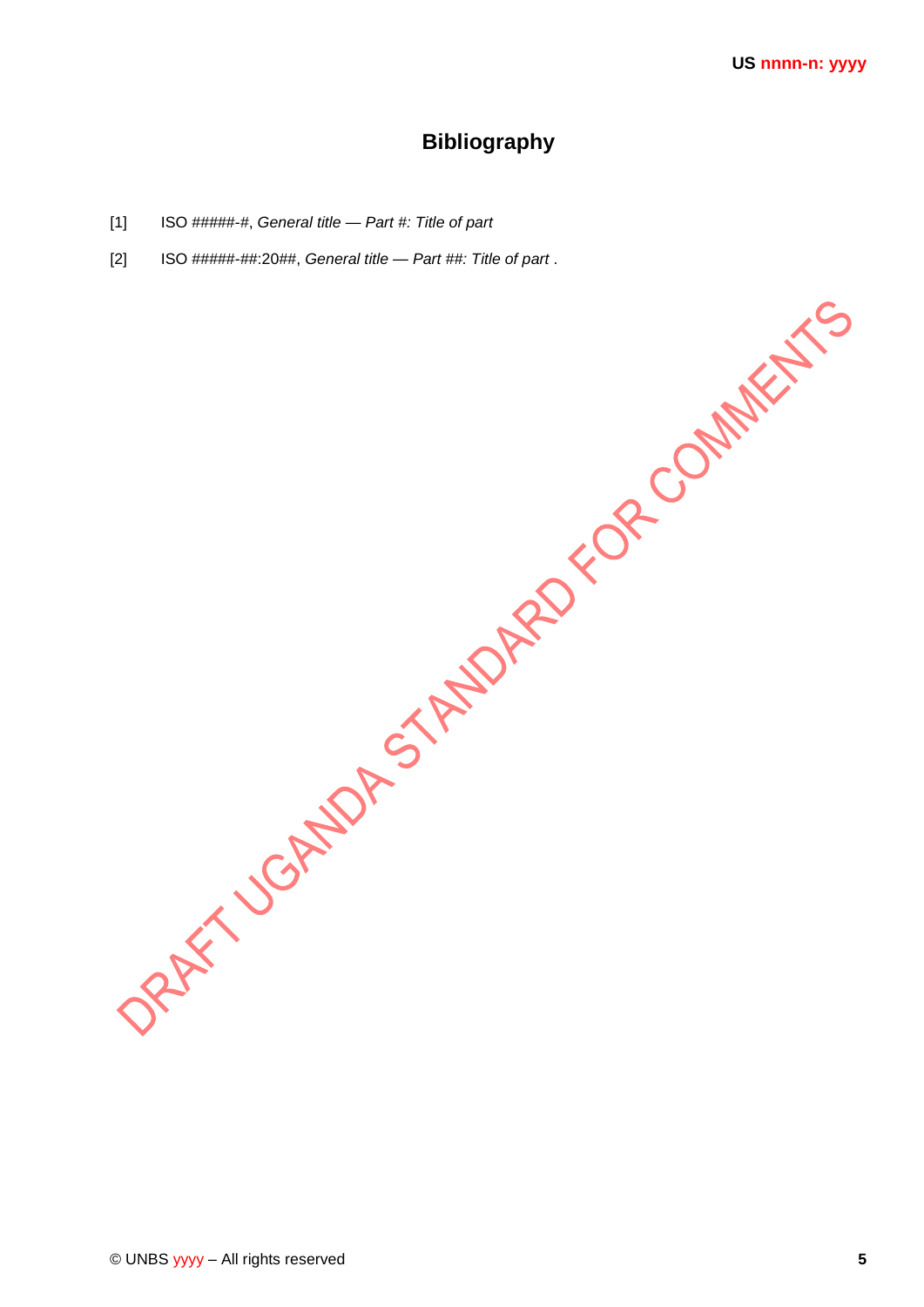# Bibliography

[1] ISO #####-#, *General title — Part #: Title of part*

[2] ISO #####-##:20##, *General title — Part ##: Title of part* .

DRAFT UGANDA STANDARD FOR COMMENTS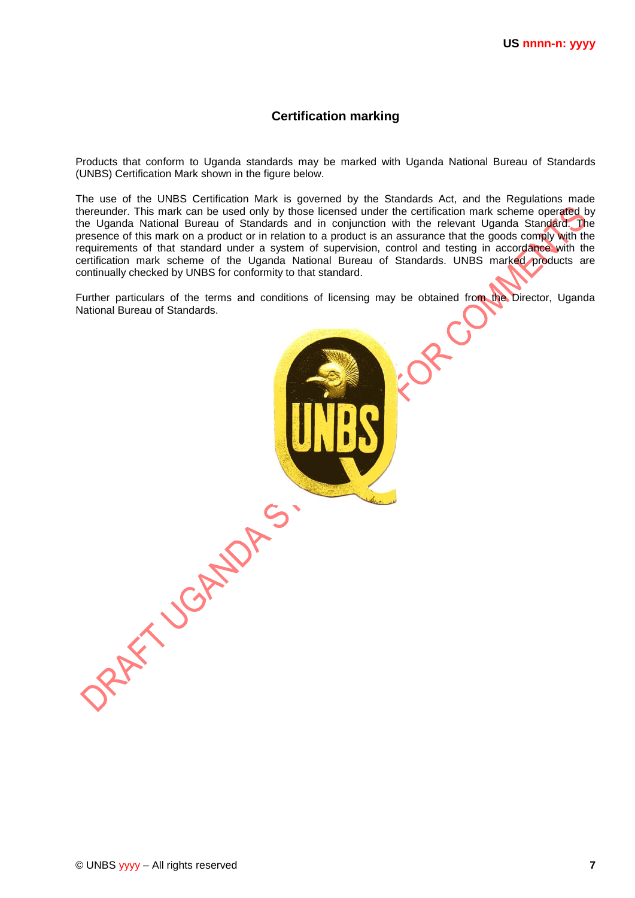## Certification marking

Products that conform to Uganda standards may be marked with Uganda National Bureau of Standards (UNBS) Certification Mark shown in the figure below.

The use of the UNBS Certification Mark is governed by the Standards Act, and the Regulations made thereunder. This mark can be used only by those licensed under the certification mark scheme operated by the Uganda National Bureau of Standards and in conjunction with the relevant Uganda Standard. The presence of this mark on a product or in relation to a product is an assurance that the goods comply with the requirements of that standard under a system of supervision, control and testing in accordance with the certification mark scheme of the Uganda National Bureau of Standards. UNBS marked products are continually checked by UNBS for conformity to that standard.

Further particulars of the terms and conditions of licensing may be obtained from the Director, Uganda National Bureau of Standards.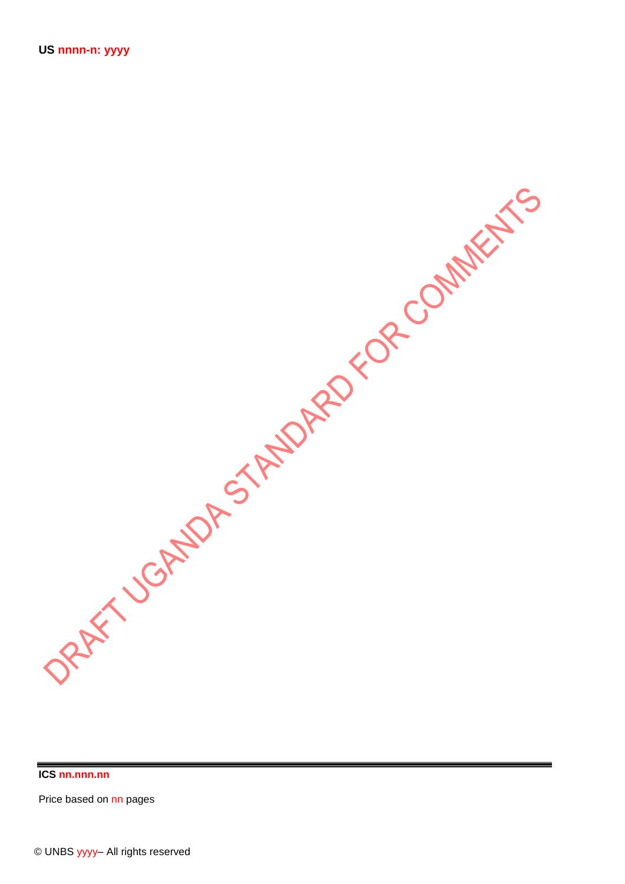**US nnnn-n: yyyy**

DRAFT UGANDA STANDARD FOR COMMENTS

**ICS nn.nnn.nn**

Price based on nn pages

© UNBS yyyy– All rights reserved